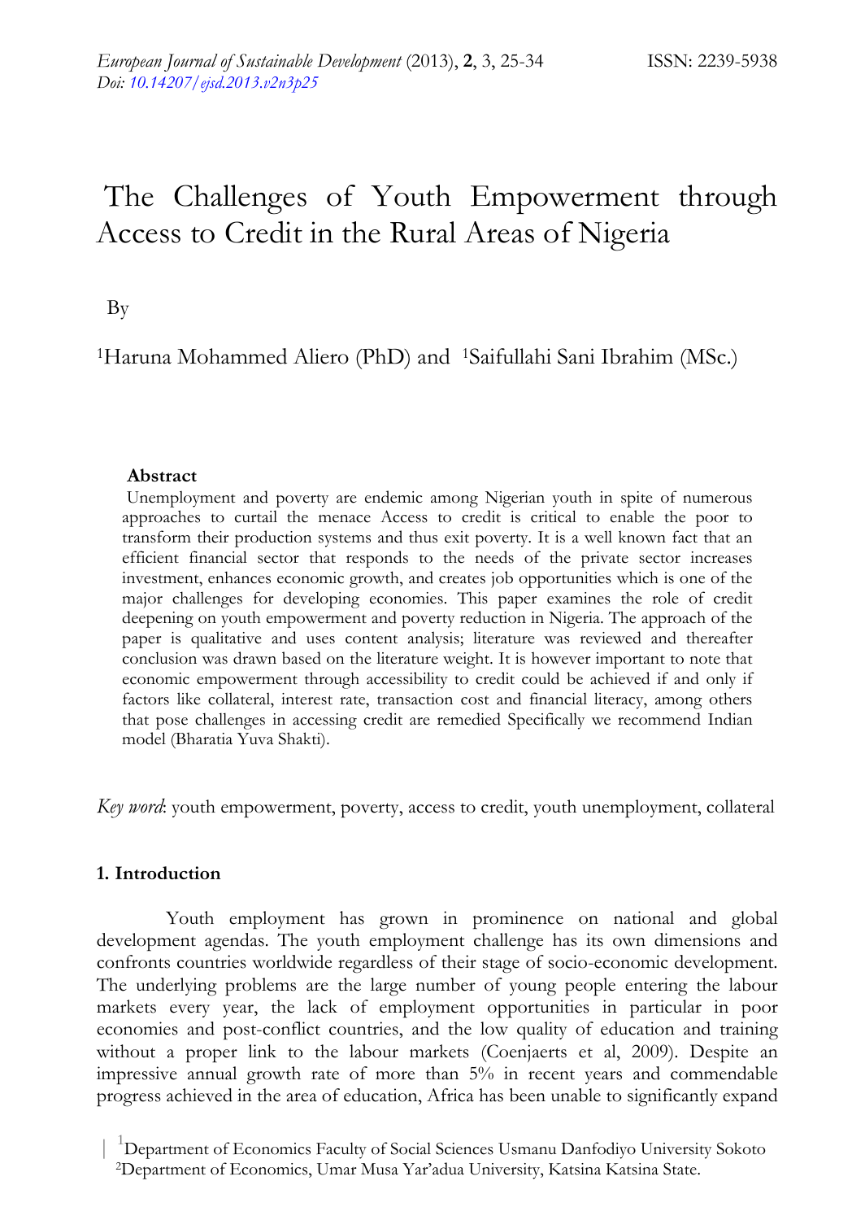# The Challenges of Youth Empowerment through Access to Credit in the Rural Areas of Nigeria

By

[1]Haruna Mohammed Aliero (PhD) and [1]Saifullahi Sani Ibrahim (MSc.)

**Abstract**

Unemployment and poverty are endemic among Nigerian youth in spite of numerous approaches to curtail the menace Access to credit is critical to enable the poor to transform their production systems and thus exit poverty. It is a well known fact that an efficient financial sector that responds to the needs of the private sector increases investment, enhances economic growth, and creates job opportunities which is one of the major challenges for developing economies. This paper examines the role of credit deepening on youth empowerment and poverty reduction in Nigeria. The approach of the paper is qualitative and uses content analysis; literature was reviewed and thereafter conclusion was drawn based on the literature weight. It is however important to note that economic empowerment through accessibility to credit could be achieved if and only if factors like collateral, interest rate, transaction cost and financial literacy, among others that pose challenges in accessing credit are remedied Specifically we recommend Indian model (Bharatia Yuva Shakti).

*Key word*: youth empowerment, poverty, access to credit, youth unemployment, collateral

## 1. Introduction

Youth employment has grown in prominence on national and global development agendas. The youth employment challenge has its own dimensions and confronts countries worldwide regardless of their stage of socio-economic development. The underlying problems are the large number of young people entering the labour markets every year, the lack of employment opportunities in particular in poor economies and post-conflict countries, and the low quality of education and training without a proper link to the labour markets (Coenjaerts et al, 2009). Despite an impressive annual growth rate of more than 5% in recent years and commendable progress achieved in the area of education, Africa has been unable to significantly expand

[1]Department of Economics Faculty of Social Sciences Usmanu Danfodiyo University Sokoto
[2]Department of Economics, Umar Musa Yar'adua University, Katsina Katsina State.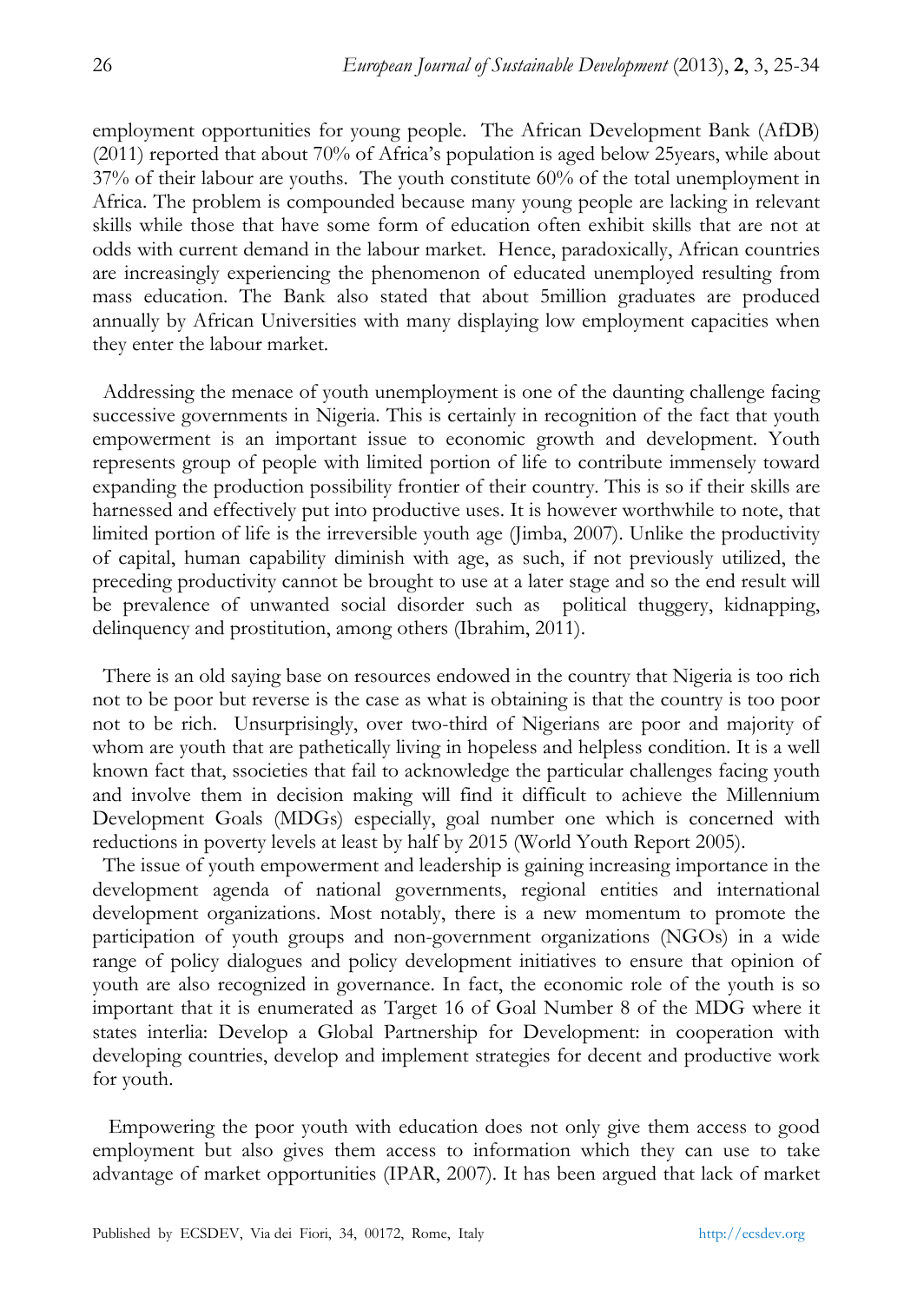employment opportunities for young people. The African Development Bank (AfDB) (2011) reported that about 70% of Africa's population is aged below 25years, while about 37% of their labour are youths. The youth constitute 60% of the total unemployment in Africa. The problem is compounded because many young people are lacking in relevant skills while those that have some form of education often exhibit skills that are not at odds with current demand in the labour market. Hence, paradoxically, African countries are increasingly experiencing the phenomenon of educated unemployed resulting from mass education. The Bank also stated that about 5million graduates are produced annually by African Universities with many displaying low employment capacities when they enter the labour market.

Addressing the menace of youth unemployment is one of the daunting challenge facing successive governments in Nigeria. This is certainly in recognition of the fact that youth empowerment is an important issue to economic growth and development. Youth represents group of people with limited portion of life to contribute immensely toward expanding the production possibility frontier of their country. This is so if their skills are harnessed and effectively put into productive uses. It is however worthwhile to note, that limited portion of life is the irreversible youth age (Jimba, 2007). Unlike the productivity of capital, human capability diminish with age, as such, if not previously utilized, the preceding productivity cannot be brought to use at a later stage and so the end result will be prevalence of unwanted social disorder such as political thuggery, kidnapping, delinquency and prostitution, among others (Ibrahim, 2011).

There is an old saying base on resources endowed in the country that Nigeria is too rich not to be poor but reverse is the case as what is obtaining is that the country is too poor not to be rich. Unsurprisingly, over two-third of Nigerians are poor and majority of whom are youth that are pathetically living in hopeless and helpless condition. It is a well known fact that, ssocieties that fail to acknowledge the particular challenges facing youth and involve them in decision making will find it difficult to achieve the Millennium Development Goals (MDGs) especially, goal number one which is concerned with reductions in poverty levels at least by half by 2015 (World Youth Report 2005).

The issue of youth empowerment and leadership is gaining increasing importance in the development agenda of national governments, regional entities and international development organizations. Most notably, there is a new momentum to promote the participation of youth groups and non-government organizations (NGOs) in a wide range of policy dialogues and policy development initiatives to ensure that opinion of youth are also recognized in governance. In fact, the economic role of the youth is so important that it is enumerated as Target 16 of Goal Number 8 of the MDG where it states interlia: Develop a Global Partnership for Development: in cooperation with developing countries, develop and implement strategies for decent and productive work for youth.

Empowering the poor youth with education does not only give them access to good employment but also gives them access to information which they can use to take advantage of market opportunities (IPAR, 2007). It has been argued that lack of market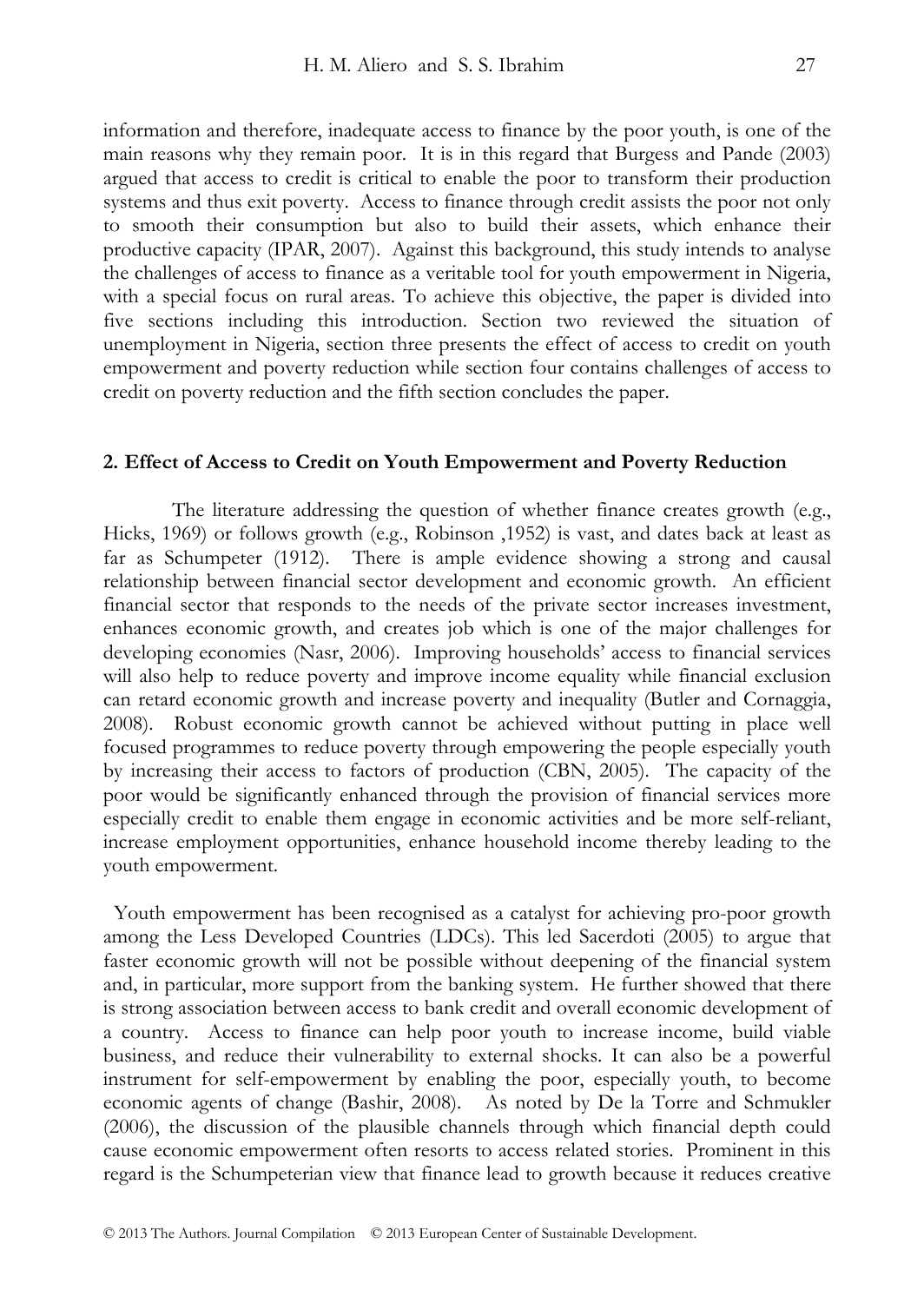information and therefore, inadequate access to finance by the poor youth, is one of the main reasons why they remain poor. It is in this regard that Burgess and Pande (2003) argued that access to credit is critical to enable the poor to transform their production systems and thus exit poverty. Access to finance through credit assists the poor not only to smooth their consumption but also to build their assets, which enhance their productive capacity (IPAR, 2007). Against this background, this study intends to analyse the challenges of access to finance as a veritable tool for youth empowerment in Nigeria, with a special focus on rural areas. To achieve this objective, the paper is divided into five sections including this introduction. Section two reviewed the situation of unemployment in Nigeria, section three presents the effect of access to credit on youth empowerment and poverty reduction while section four contains challenges of access to credit on poverty reduction and the fifth section concludes the paper.

## 2. Effect of Access to Credit on Youth Empowerment and Poverty Reduction

The literature addressing the question of whether finance creates growth (e.g., Hicks, 1969) or follows growth (e.g., Robinson ,1952) is vast, and dates back at least as far as Schumpeter (1912). There is ample evidence showing a strong and causal relationship between financial sector development and economic growth. An efficient financial sector that responds to the needs of the private sector increases investment, enhances economic growth, and creates job which is one of the major challenges for developing economies (Nasr, 2006). Improving households' access to financial services will also help to reduce poverty and improve income equality while financial exclusion can retard economic growth and increase poverty and inequality (Butler and Cornaggia, 2008). Robust economic growth cannot be achieved without putting in place well focused programmes to reduce poverty through empowering the people especially youth by increasing their access to factors of production (CBN, 2005). The capacity of the poor would be significantly enhanced through the provision of financial services more especially credit to enable them engage in economic activities and be more self-reliant, increase employment opportunities, enhance household income thereby leading to the youth empowerment.

Youth empowerment has been recognised as a catalyst for achieving pro-poor growth among the Less Developed Countries (LDCs). This led Sacerdoti (2005) to argue that faster economic growth will not be possible without deepening of the financial system and, in particular, more support from the banking system. He further showed that there is strong association between access to bank credit and overall economic development of a country. Access to finance can help poor youth to increase income, build viable business, and reduce their vulnerability to external shocks. It can also be a powerful instrument for self-empowerment by enabling the poor, especially youth, to become economic agents of change (Bashir, 2008). As noted by De la Torre and Schmukler (2006), the discussion of the plausible channels through which financial depth could cause economic empowerment often resorts to access related stories. Prominent in this regard is the Schumpeterian view that finance lead to growth because it reduces creative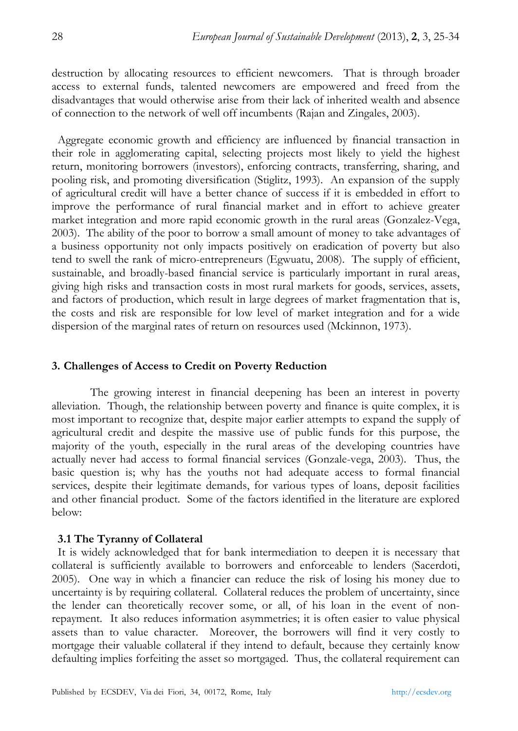destruction by allocating resources to efficient newcomers. That is through broader access to external funds, talented newcomers are empowered and freed from the disadvantages that would otherwise arise from their lack of inherited wealth and absence of connection to the network of well off incumbents (Rajan and Zingales, 2003).

Aggregate economic growth and efficiency are influenced by financial transaction in their role in agglomerating capital, selecting projects most likely to yield the highest return, monitoring borrowers (investors), enforcing contracts, transferring, sharing, and pooling risk, and promoting diversification (Stiglitz, 1993). An expansion of the supply of agricultural credit will have a better chance of success if it is embedded in effort to improve the performance of rural financial market and in effort to achieve greater market integration and more rapid economic growth in the rural areas (Gonzalez-Vega, 2003). The ability of the poor to borrow a small amount of money to take advantages of a business opportunity not only impacts positively on eradication of poverty but also tend to swell the rank of micro-entrepreneurs (Egwuatu, 2008). The supply of efficient, sustainable, and broadly-based financial service is particularly important in rural areas, giving high risks and transaction costs in most rural markets for goods, services, assets, and factors of production, which result in large degrees of market fragmentation that is, the costs and risk are responsible for low level of market integration and for a wide dispersion of the marginal rates of return on resources used (Mckinnon, 1973).

## 3. Challenges of Access to Credit on Poverty Reduction

The growing interest in financial deepening has been an interest in poverty alleviation. Though, the relationship between poverty and finance is quite complex, it is most important to recognize that, despite major earlier attempts to expand the supply of agricultural credit and despite the massive use of public funds for this purpose, the majority of the youth, especially in the rural areas of the developing countries have actually never had access to formal financial services (Gonzale-vega, 2003). Thus, the basic question is; why has the youths not had adequate access to formal financial services, despite their legitimate demands, for various types of loans, deposit facilities and other financial product. Some of the factors identified in the literature are explored below:

### 3.1 The Tyranny of Collateral

It is widely acknowledged that for bank intermediation to deepen it is necessary that collateral is sufficiently available to borrowers and enforceable to lenders (Sacerdoti, 2005). One way in which a financier can reduce the risk of losing his money due to uncertainty is by requiring collateral. Collateral reduces the problem of uncertainty, since the lender can theoretically recover some, or all, of his loan in the event of non-repayment. It also reduces information asymmetries; it is often easier to value physical assets than to value character. Moreover, the borrowers will find it very costly to mortgage their valuable collateral if they intend to default, because they certainly know defaulting implies forfeiting the asset so mortgaged. Thus, the collateral requirement can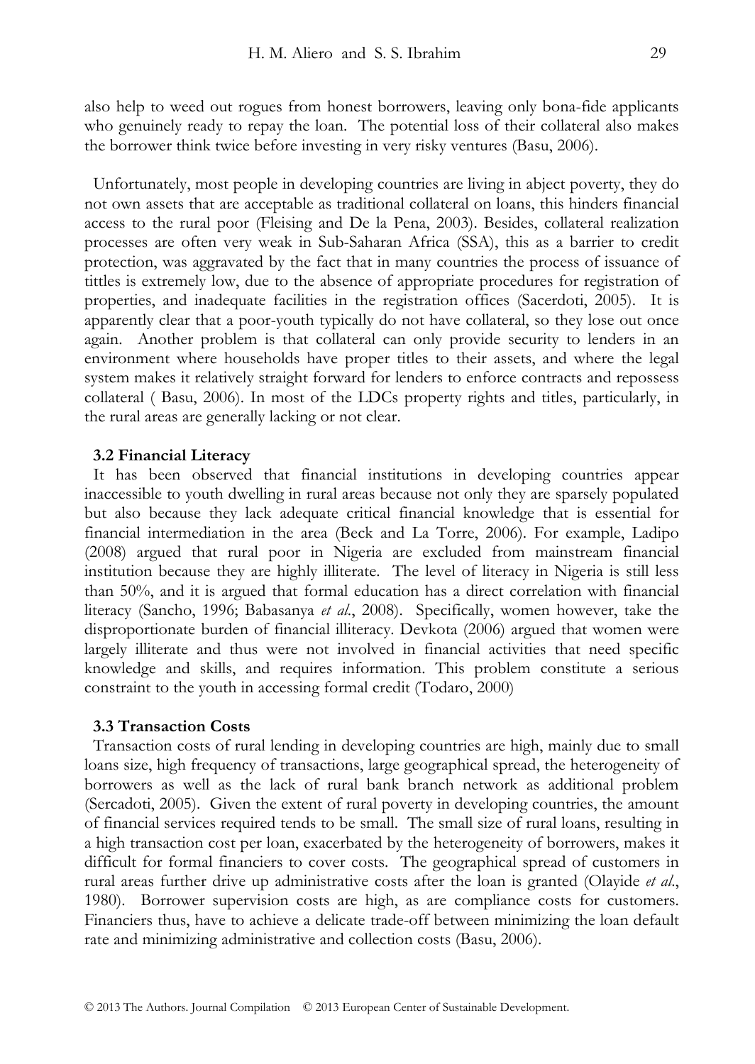also help to weed out rogues from honest borrowers, leaving only bona-fide applicants who genuinely ready to repay the loan. The potential loss of their collateral also makes the borrower think twice before investing in very risky ventures (Basu, 2006).

Unfortunately, most people in developing countries are living in abject poverty, they do not own assets that are acceptable as traditional collateral on loans, this hinders financial access to the rural poor (Fleising and De la Pena, 2003). Besides, collateral realization processes are often very weak in Sub-Saharan Africa (SSA), this as a barrier to credit protection, was aggravated by the fact that in many countries the process of issuance of tittles is extremely low, due to the absence of appropriate procedures for registration of properties, and inadequate facilities in the registration offices (Sacerdoti, 2005). It is apparently clear that a poor-youth typically do not have collateral, so they lose out once again. Another problem is that collateral can only provide security to lenders in an environment where households have proper titles to their assets, and where the legal system makes it relatively straight forward for lenders to enforce contracts and repossess collateral ( Basu, 2006). In most of the LDCs property rights and titles, particularly, in the rural areas are generally lacking or not clear.

### 3.2 Financial Literacy

It has been observed that financial institutions in developing countries appear inaccessible to youth dwelling in rural areas because not only they are sparsely populated but also because they lack adequate critical financial knowledge that is essential for financial intermediation in the area (Beck and La Torre, 2006). For example, Ladipo (2008) argued that rural poor in Nigeria are excluded from mainstream financial institution because they are highly illiterate. The level of literacy in Nigeria is still less than 50%, and it is argued that formal education has a direct correlation with financial literacy (Sancho, 1996; Babasanya *et al*., 2008). Specifically, women however, take the disproportionate burden of financial illiteracy. Devkota (2006) argued that women were largely illiterate and thus were not involved in financial activities that need specific knowledge and skills, and requires information. This problem constitute a serious constraint to the youth in accessing formal credit (Todaro, 2000)

### 3.3 Transaction Costs

Transaction costs of rural lending in developing countries are high, mainly due to small loans size, high frequency of transactions, large geographical spread, the heterogeneity of borrowers as well as the lack of rural bank branch network as additional problem (Sercadoti, 2005). Given the extent of rural poverty in developing countries, the amount of financial services required tends to be small. The small size of rural loans, resulting in a high transaction cost per loan, exacerbated by the heterogeneity of borrowers, makes it difficult for formal financiers to cover costs. The geographical spread of customers in rural areas further drive up administrative costs after the loan is granted (Olayide *et al*., 1980). Borrower supervision costs are high, as are compliance costs for customers. Financiers thus, have to achieve a delicate trade-off between minimizing the loan default rate and minimizing administrative and collection costs (Basu, 2006).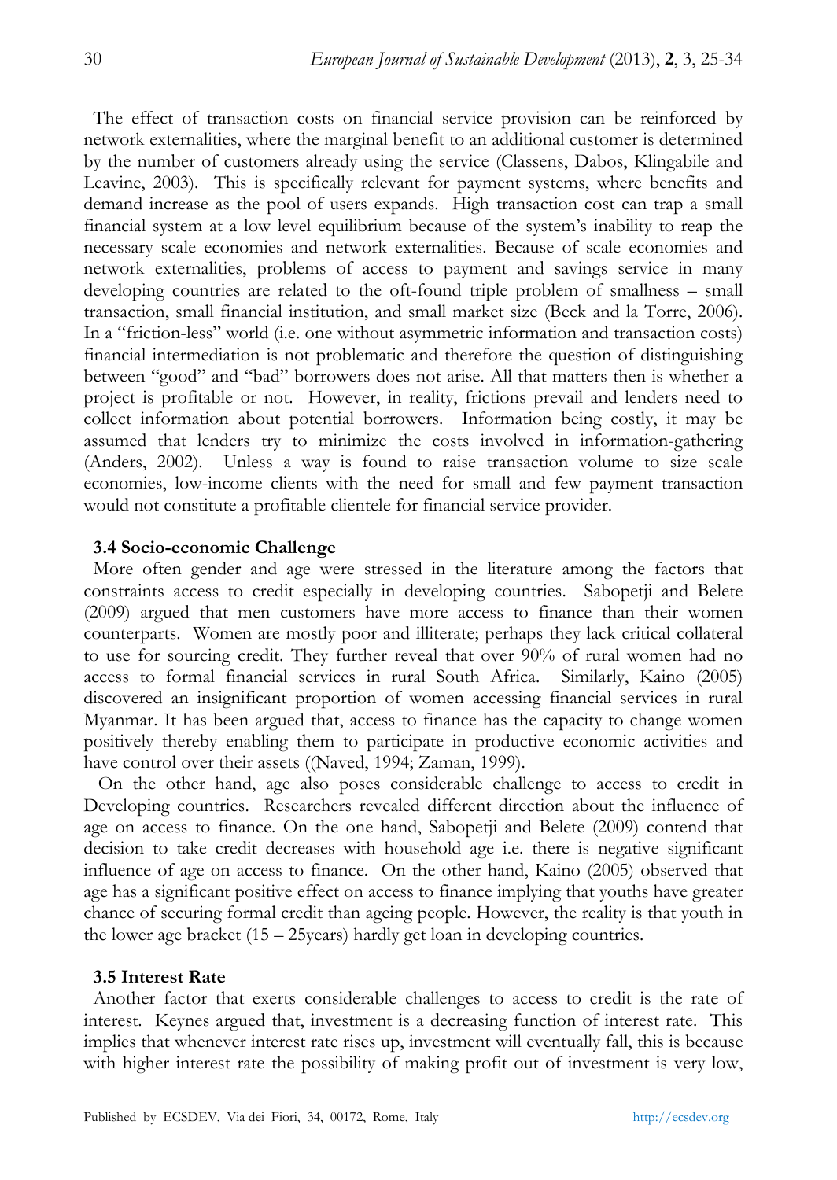The effect of transaction costs on financial service provision can be reinforced by network externalities, where the marginal benefit to an additional customer is determined by the number of customers already using the service (Classens, Dabos, Klingabile and Leavine, 2003). This is specifically relevant for payment systems, where benefits and demand increase as the pool of users expands. High transaction cost can trap a small financial system at a low level equilibrium because of the system's inability to reap the necessary scale economies and network externalities. Because of scale economies and network externalities, problems of access to payment and savings service in many developing countries are related to the oft-found triple problem of smallness – small transaction, small financial institution, and small market size (Beck and la Torre, 2006). In a "friction-less" world (i.e. one without asymmetric information and transaction costs) financial intermediation is not problematic and therefore the question of distinguishing between "good" and "bad" borrowers does not arise. All that matters then is whether a project is profitable or not. However, in reality, frictions prevail and lenders need to collect information about potential borrowers. Information being costly, it may be assumed that lenders try to minimize the costs involved in information-gathering (Anders, 2002). Unless a way is found to raise transaction volume to size scale economies, low-income clients with the need for small and few payment transaction would not constitute a profitable clientele for financial service provider.

### 3.4 Socio-economic Challenge

More often gender and age were stressed in the literature among the factors that constraints access to credit especially in developing countries. Sabopetji and Belete (2009) argued that men customers have more access to finance than their women counterparts. Women are mostly poor and illiterate; perhaps they lack critical collateral to use for sourcing credit. They further reveal that over 90% of rural women had no access to formal financial services in rural South Africa. Similarly, Kaino (2005) discovered an insignificant proportion of women accessing financial services in rural Myanmar. It has been argued that, access to finance has the capacity to change women positively thereby enabling them to participate in productive economic activities and have control over their assets ((Naved, 1994; Zaman, 1999).

On the other hand, age also poses considerable challenge to access to credit in Developing countries. Researchers revealed different direction about the influence of age on access to finance. On the one hand, Sabopetji and Belete (2009) contend that decision to take credit decreases with household age i.e. there is negative significant influence of age on access to finance. On the other hand, Kaino (2005) observed that age has a significant positive effect on access to finance implying that youths have greater chance of securing formal credit than ageing people. However, the reality is that youth in the lower age bracket (15 – 25years) hardly get loan in developing countries.

### 3.5 Interest Rate

Another factor that exerts considerable challenges to access to credit is the rate of interest. Keynes argued that, investment is a decreasing function of interest rate. This implies that whenever interest rate rises up, investment will eventually fall, this is because with higher interest rate the possibility of making profit out of investment is very low,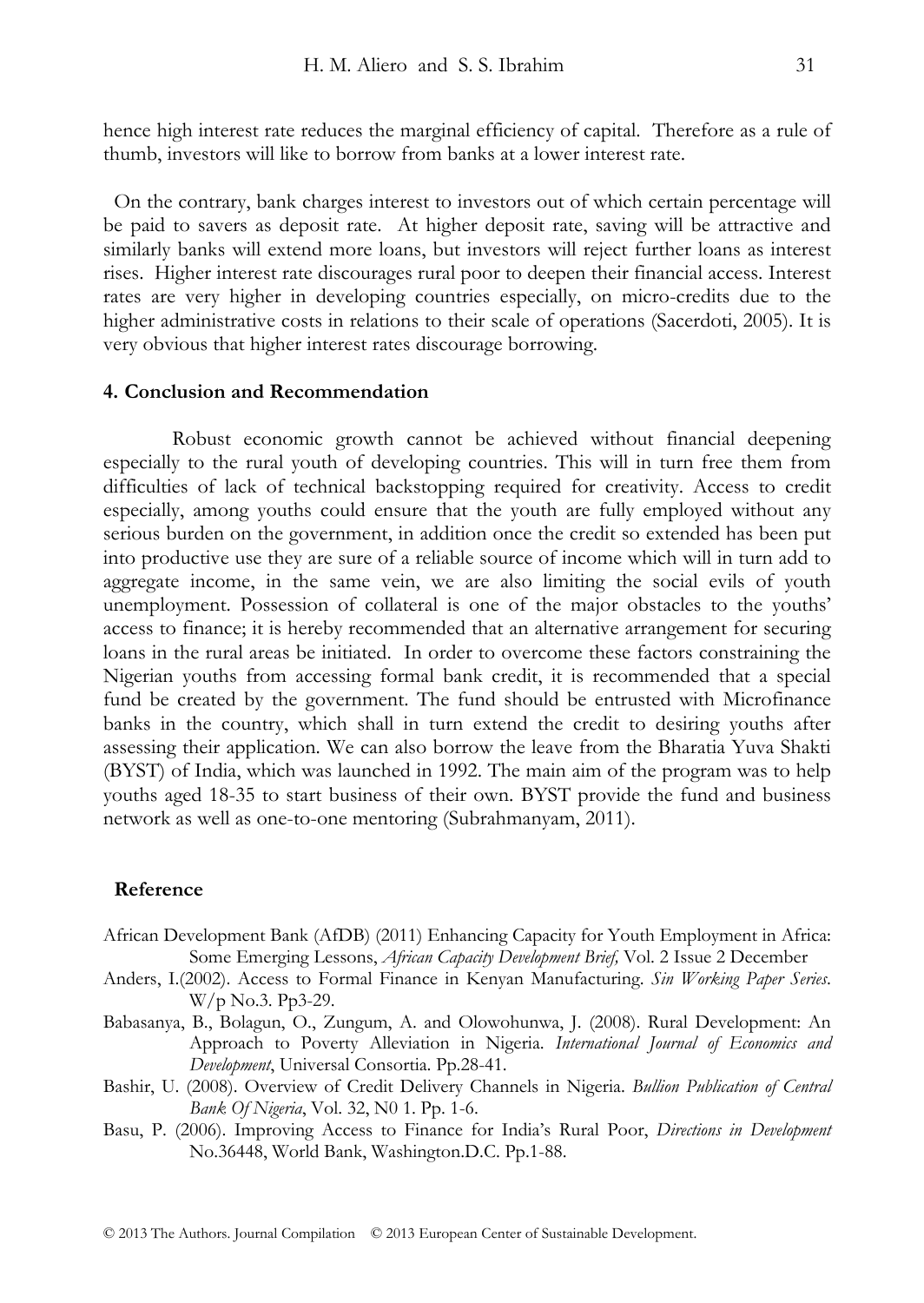hence high interest rate reduces the marginal efficiency of capital. Therefore as a rule of thumb, investors will like to borrow from banks at a lower interest rate.

On the contrary, bank charges interest to investors out of which certain percentage will be paid to savers as deposit rate. At higher deposit rate, saving will be attractive and similarly banks will extend more loans, but investors will reject further loans as interest rises. Higher interest rate discourages rural poor to deepen their financial access. Interest rates are very higher in developing countries especially, on micro-credits due to the higher administrative costs in relations to their scale of operations (Sacerdoti, 2005). It is very obvious that higher interest rates discourage borrowing.

## 4. Conclusion and Recommendation

Robust economic growth cannot be achieved without financial deepening especially to the rural youth of developing countries. This will in turn free them from difficulties of lack of technical backstopping required for creativity. Access to credit especially, among youths could ensure that the youth are fully employed without any serious burden on the government, in addition once the credit so extended has been put into productive use they are sure of a reliable source of income which will in turn add to aggregate income, in the same vein, we are also limiting the social evils of youth unemployment. Possession of collateral is one of the major obstacles to the youths' access to finance; it is hereby recommended that an alternative arrangement for securing loans in the rural areas be initiated. In order to overcome these factors constraining the Nigerian youths from accessing formal bank credit, it is recommended that a special fund be created by the government. The fund should be entrusted with Microfinance banks in the country, which shall in turn extend the credit to desiring youths after assessing their application. We can also borrow the leave from the Bharatia Yuva Shakti (BYST) of India, which was launched in 1992. The main aim of the program was to help youths aged 18-35 to start business of their own. BYST provide the fund and business network as well as one-to-one mentoring (Subrahmanyam, 2011).

## Reference

African Development Bank (AfDB) (2011) Enhancing Capacity for Youth Employment in Africa: Some Emerging Lessons, *African Capacity Development Brief,* Vol. 2 Issue 2 December

Anders, I.(2002). Access to Formal Finance in Kenyan Manufacturing. *Sin Working Paper Series*. W/p No.3. Pp3-29.

Babasanya, B., Bolagun, O., Zungum, A. and Olowohunwa, J. (2008). Rural Development: An Approach to Poverty Alleviation in Nigeria. *International Journal of Economics and Development*, Universal Consortia. Pp.28-41.

Bashir, U. (2008). Overview of Credit Delivery Channels in Nigeria. *Bullion Publication of Central Bank Of Nigeria*, Vol. 32, N0 1. Pp. 1-6.

Basu, P. (2006). Improving Access to Finance for India's Rural Poor, *Directions in Development* No.36448, World Bank, Washington.D.C. Pp.1-88.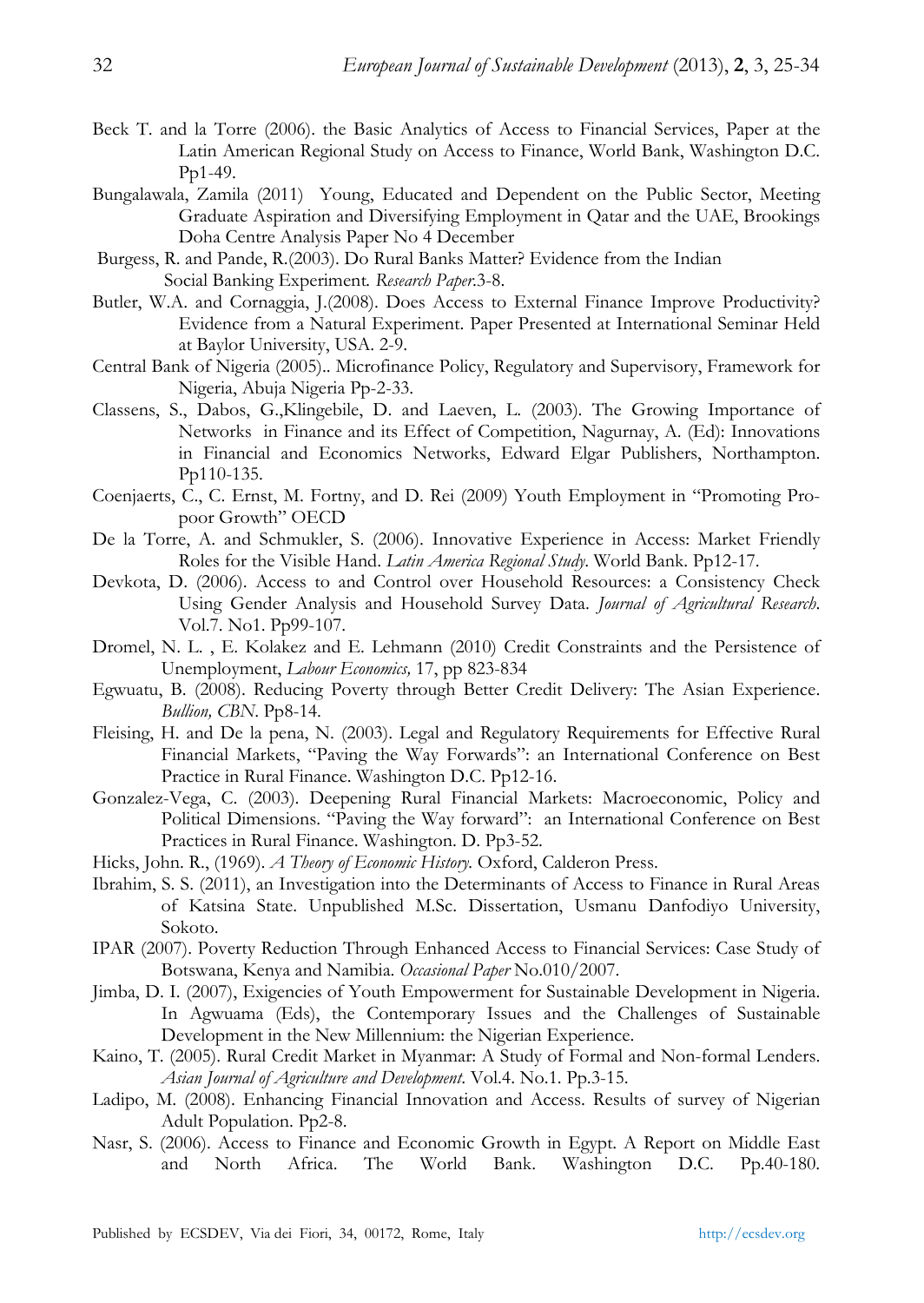Beck T. and la Torre (2006). the Basic Analytics of Access to Financial Services, Paper at the Latin American Regional Study on Access to Finance, World Bank, Washington D.C. Pp1-49.

Bungalawala, Zamila (2011) Young, Educated and Dependent on the Public Sector, Meeting Graduate Aspiration and Diversifying Employment in Qatar and the UAE, Brookings Doha Centre Analysis Paper No 4 December

Burgess, R. and Pande, R.(2003). Do Rural Banks Matter? Evidence from the Indian Social Banking Experiment. *Research Paper*.3-8.

Butler, W.A. and Cornaggia, J.(2008). Does Access to External Finance Improve Productivity? Evidence from a Natural Experiment. Paper Presented at International Seminar Held at Baylor University, USA. 2-9.

Central Bank of Nigeria (2005).. Microfinance Policy, Regulatory and Supervisory, Framework for Nigeria, Abuja Nigeria Pp-2-33.

Classens, S., Dabos, G.,Klingebile, D. and Laeven, L. (2003). The Growing Importance of Networks in Finance and its Effect of Competition, Nagurnay, A. (Ed): Innovations in Financial and Economics Networks, Edward Elgar Publishers, Northampton. Pp110-135.

Coenjaerts, C., C. Ernst, M. Fortny, and D. Rei (2009) Youth Employment in "Promoting Pro-poor Growth" OECD

De la Torre, A. and Schmukler, S. (2006). Innovative Experience in Access: Market Friendly Roles for the Visible Hand. *Latin America Regional Study*. World Bank. Pp12-17.

Devkota, D. (2006). Access to and Control over Household Resources: a Consistency Check Using Gender Analysis and Household Survey Data. *Journal of Agricultural Research*. Vol.7. No1. Pp99-107.

Dromel, N. L. , E. Kolakez and E. Lehmann (2010) Credit Constraints and the Persistence of Unemployment, *Labour Economics,* 17, pp 823-834

Egwuatu, B. (2008). Reducing Poverty through Better Credit Delivery: The Asian Experience. *Bullion, CBN*. Pp8-14.

Fleising, H. and De la pena, N. (2003). Legal and Regulatory Requirements for Effective Rural Financial Markets, "Paving the Way Forwards": an International Conference on Best Practice in Rural Finance. Washington D.C. Pp12-16.

Gonzalez-Vega, C. (2003). Deepening Rural Financial Markets: Macroeconomic, Policy and Political Dimensions. "Paving the Way forward": an International Conference on Best Practices in Rural Finance. Washington. D. Pp3-52.

Hicks, John. R., (1969). *A Theory of Economic History.* Oxford, Calderon Press.

Ibrahim, S. S. (2011), an Investigation into the Determinants of Access to Finance in Rural Areas of Katsina State. Unpublished M.Sc. Dissertation, Usmanu Danfodiyo University, Sokoto.

IPAR (2007). Poverty Reduction Through Enhanced Access to Financial Services: Case Study of Botswana, Kenya and Namibia. *Occasional Paper* No.010/2007.

Jimba, D. I. (2007), Exigencies of Youth Empowerment for Sustainable Development in Nigeria. In Agwuama (Eds), the Contemporary Issues and the Challenges of Sustainable Development in the New Millennium: the Nigerian Experience.

Kaino, T. (2005). Rural Credit Market in Myanmar: A Study of Formal and Non-formal Lenders. *Asian Journal of Agriculture and Development.* Vol.4. No.1. Pp.3-15.

Ladipo, M. (2008). Enhancing Financial Innovation and Access. Results of survey of Nigerian Adult Population. Pp2-8.

Nasr, S. (2006). Access to Finance and Economic Growth in Egypt. A Report on Middle East and North Africa. The World Bank. Washington D.C. Pp.40-180.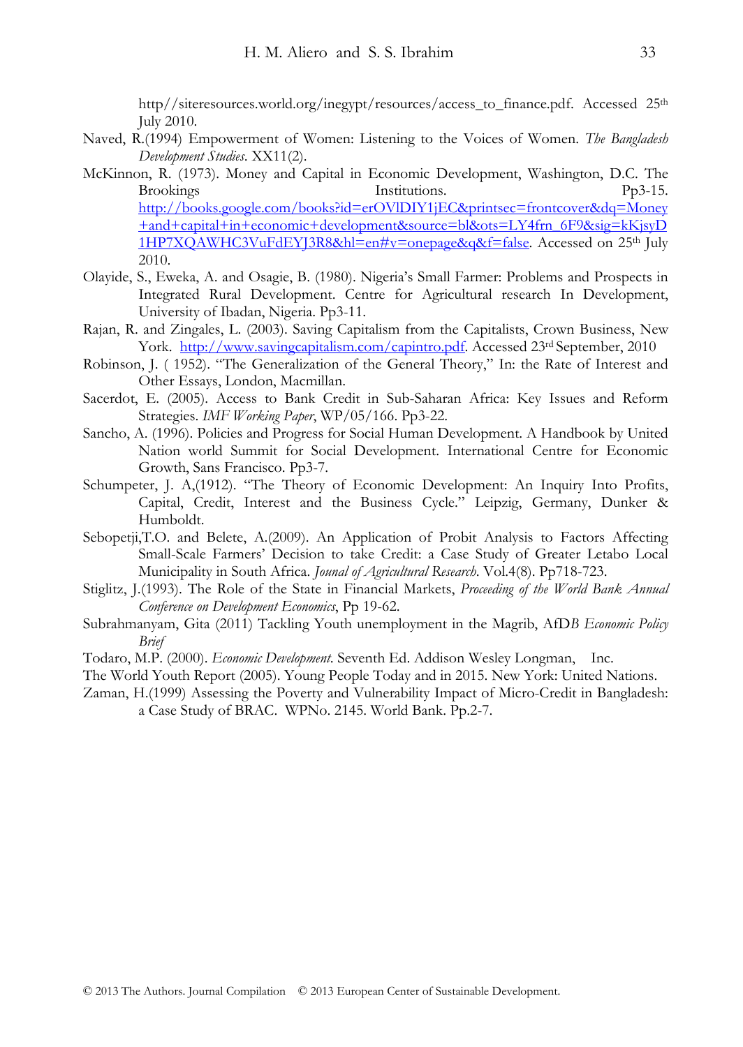http//siteresources.world.org/inegypt/resources/access_to_finance.pdf. Accessed 25th July 2010.

Naved, R.(1994) Empowerment of Women: Listening to the Voices of Women. *The Bangladesh Development Studies*. XX11(2).

McKinnon, R. (1973). Money and Capital in Economic Development, Washington, D.C. The Brookings Institutions. Pp3-15. http://books.google.com/books?id=erOVlDIY1jEC&printsec=frontcover&dq=Money+and+capital+in+economic+development&source=bl&ots=LY4frn_6F9&sig=kKjsyD1HP7XQAWHC3VuFdEYJ3R8&hl=en#v=onepage&q&f=false. Accessed on 25th July 2010.

Olayide, S., Eweka, A. and Osagie, B. (1980). Nigeria's Small Farmer: Problems and Prospects in Integrated Rural Development. Centre for Agricultural research In Development, University of Ibadan, Nigeria. Pp3-11.

Rajan, R. and Zingales, L. (2003). Saving Capitalism from the Capitalists, Crown Business, New York. http://www.savingcapitalism.com/capintro.pdf. Accessed 23rd September, 2010

Robinson, J. ( 1952). "The Generalization of the General Theory," In: the Rate of Interest and Other Essays, London, Macmillan.

Sacerdot, E. (2005). Access to Bank Credit in Sub-Saharan Africa: Key Issues and Reform Strategies. *IMF Working Paper*, WP/05/166. Pp3-22.

Sancho, A. (1996). Policies and Progress for Social Human Development. A Handbook by United Nation world Summit for Social Development. International Centre for Economic Growth, Sans Francisco. Pp3-7.

Schumpeter, J. A,(1912). "The Theory of Economic Development: An Inquiry Into Profits, Capital, Credit, Interest and the Business Cycle." Leipzig, Germany, Dunker & Humboldt.

Sebopetji,T.O. and Belete, A.(2009). An Application of Probit Analysis to Factors Affecting Small-Scale Farmers' Decision to take Credit: a Case Study of Greater Letabo Local Municipality in South Africa. *Jounal of Agricultural Research*. Vol.4(8). Pp718-723.

Stiglitz, J.(1993). The Role of the State in Financial Markets, *Proceeding of the World Bank Annual Conference on Development Economics*, Pp 19-62.

Subrahmanyam, Gita (2011) Tackling Youth unemployment in the Magrib, AfD*B Economic Policy Brief*

Todaro, M.P. (2000). *Economic Development*. Seventh Ed. Addison Wesley Longman, Inc.

The World Youth Report (2005). Young People Today and in 2015. New York: United Nations.

Zaman, H.(1999) Assessing the Poverty and Vulnerability Impact of Micro-Credit in Bangladesh: a Case Study of BRAC. WPNo. 2145. World Bank. Pp.2-7.